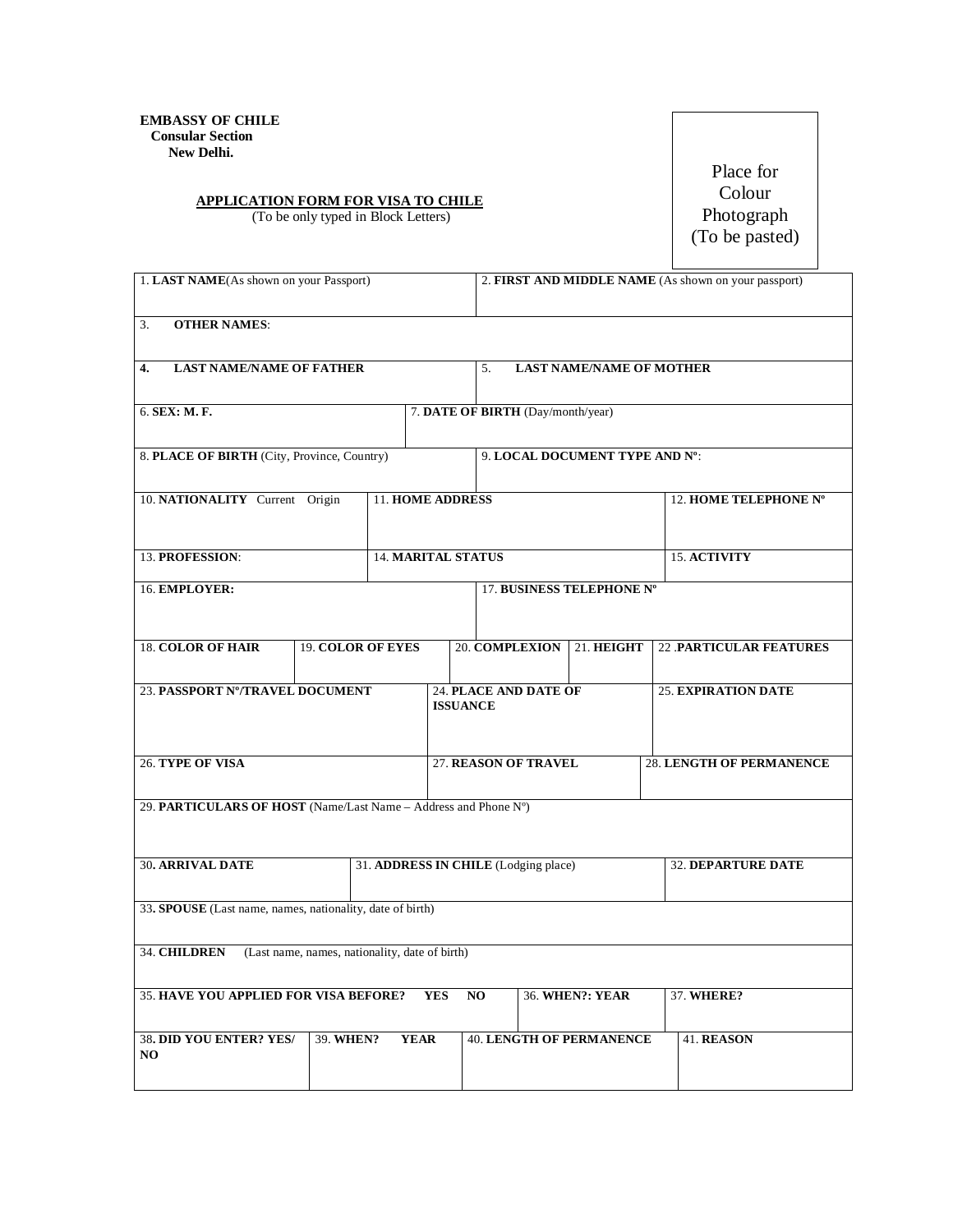**EMBASSY OF CHILE**
**Consular Section**
**New Delhi.**

Place for Colour Photograph (To be pasted)

## APPLICATION FORM FOR VISA TO CHILE

(To be only typed in Block Letters)

| | |
|---|---|
| 1. **LAST NAME**(As shown on your Passport) | 2. **FIRST AND MIDDLE NAME** (As shown on your passport) |
| 3. **OTHER NAMES**: | |
| 4. **LAST NAME/NAME OF FATHER** | 5. **LAST NAME/NAME OF MOTHER** |
| 6. **SEX: M. F.** | 7. **DATE OF BIRTH** (Day/month/year) |
| 8. **PLACE OF BIRTH** (City, Province, Country) | 9. **LOCAL DOCUMENT TYPE AND Nº**: |

| | | |
|---|---|---|
| 10. **NATIONALITY** Current Origin | 11. **HOME ADDRESS** | 12. **HOME TELEPHONE Nº** |
| 13. **PROFESSION**: | 14. **MARITAL STATUS** | 15. **ACTIVITY** |

| | |
|---|---|
| 16. **EMPLOYER:** | 17. **BUSINESS TELEPHONE Nº** |

| | | | | |
|---|---|---|---|---|
| 18. **COLOR OF HAIR** | 19. **COLOR OF EYES** | 20. **COMPLEXION** | 21. **HEIGHT** | 22 .**PARTICULAR FEATURES** |

| | | |
|---|---|---|
| 23. **PASSPORT Nº/TRAVEL DOCUMENT** | 24. **PLACE AND DATE OF ISSUANCE** | 25. **EXPIRATION DATE** |
| 26. **TYPE OF VISA** | 27. **REASON OF TRAVEL** | 28. **LENGTH OF PERMANENCE** |

| |
|---|
| 29. **PARTICULARS OF HOST** (Name/Last Name – Address and Phone Nº) |

| | | |
|---|---|---|
| 30**. ARRIVAL DATE** | 31. **ADDRESS IN CHILE** (Lodging place) | 32. **DEPARTURE DATE** |

| |
|---|
| 33**. SPOUSE** (Last name, names, nationality, date of birth) |
| 34. **CHILDREN** (Last name, names, nationality, date of birth) |

| | | |
|---|---|---|
| 35. **HAVE YOU APPLIED FOR VISA BEFORE? YES NO** | 36. **WHEN?: YEAR** | 37. **WHERE?** |

| | | | |
|---|---|---|---|
| 38**. DID YOU ENTER? YES/ NO** | 39. **WHEN? YEAR** | 40. **LENGTH OF PERMANENCE** | 41. **REASON** |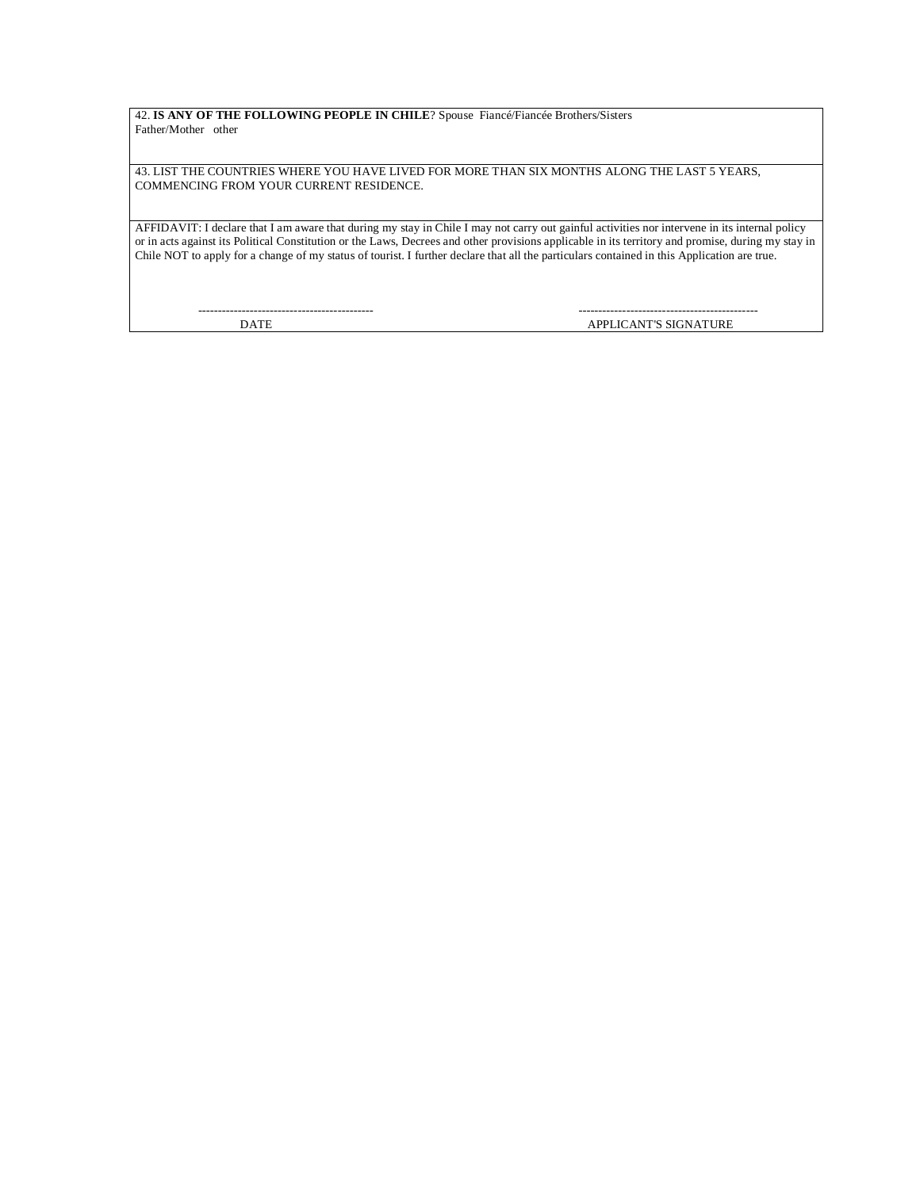42. **IS ANY OF THE FOLLOWING PEOPLE IN CHILE**? Spouse Fiancé/Fiancée Brothers/Sisters
Father/Mother other

43. LIST THE COUNTRIES WHERE YOU HAVE LIVED FOR MORE THAN SIX MONTHS ALONG THE LAST 5 YEARS, COMMENCING FROM YOUR CURRENT RESIDENCE.

AFFIDAVIT: I declare that I am aware that during my stay in Chile I may not carry out gainful activities nor intervene in its internal policy or in acts against its Political Constitution or the Laws, Decrees and other provisions applicable in its territory and promise, during my stay in Chile NOT to apply for a change of my status of tourist. I further declare that all the particulars contained in this Application are true.

-------------------------------------------- ---------------------------------------------
DATE APPLICANT'S SIGNATURE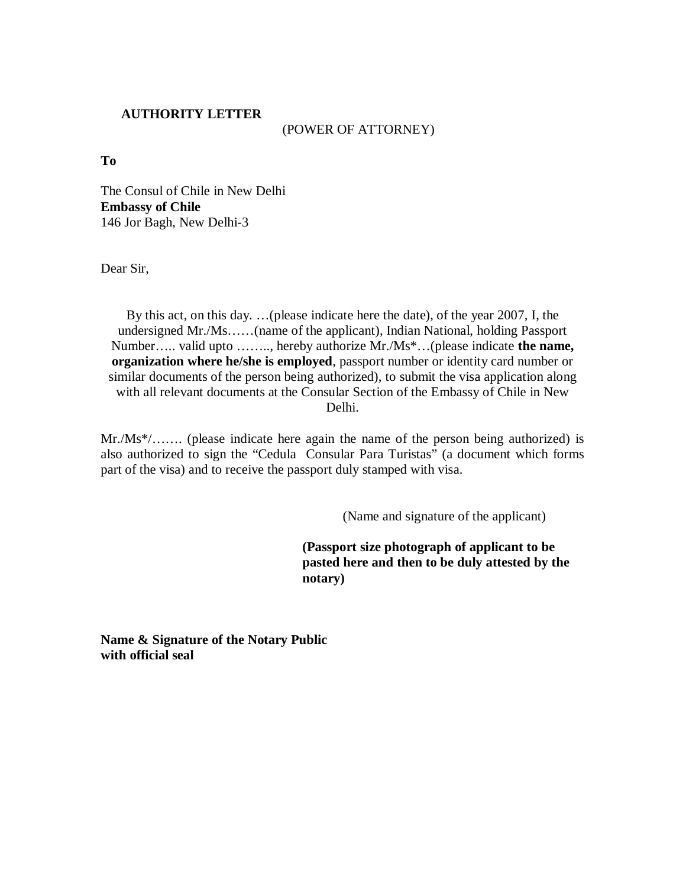**AUTHORITY LETTER**

(POWER OF ATTORNEY)

**To**

The Consul of Chile in New Delhi
**Embassy of Chile**
146 Jor Bagh, New Delhi-3

Dear Sir,

By this act, on this day. …(please indicate here the date), of the year 2007, I, the undersigned Mr./Ms……(name of the applicant), Indian National, holding Passport Number….. valid upto …….., hereby authorize Mr./Ms*…(please indicate **the name, organization where he/she is employed**, passport number or identity card number or similar documents of the person being authorized), to submit the visa application along with all relevant documents at the Consular Section of the Embassy of Chile in New Delhi.

Mr./Ms*/……. (please indicate here again the name of the person being authorized) is also authorized to sign the "Cedula Consular Para Turistas" (a document which forms part of the visa) and to receive the passport duly stamped with visa.

(Name and signature of the applicant)

**(Passport size photograph of applicant to be pasted here and then to be duly attested by the notary)**

**Name & Signature of the Notary Public with official seal**